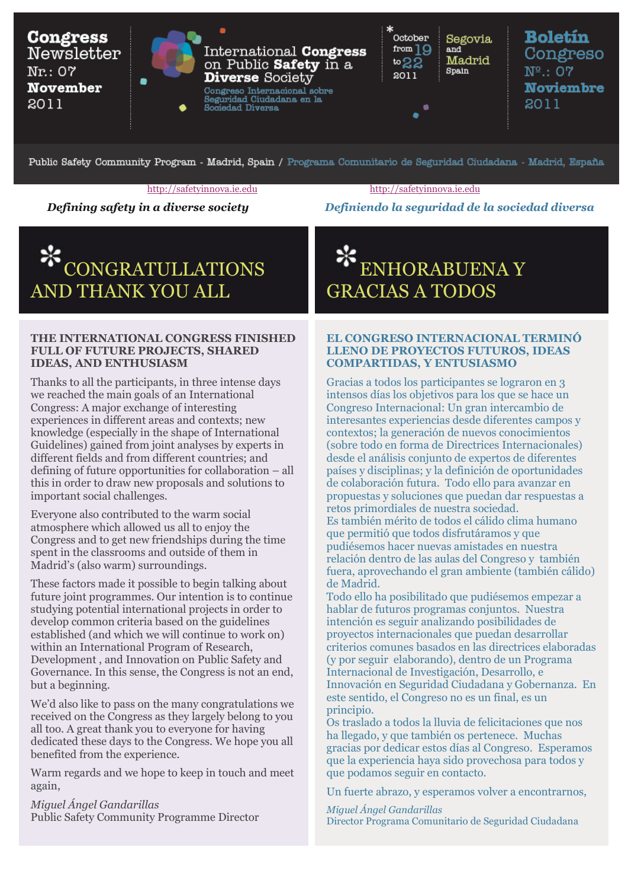**Congress Newsletter**
Nr.: 07
**November** 2011

International **Congress** on Public **Safety** in a **Diverse** Society

Congreso Internacional sobre Seguridad Ciudadana en la Sociedad Diversa

October from 19 to 22 2011

Segovia and Madrid Spain

**Boletín Congreso**
Nº.: 07
**Noviembre** 2011

Public Safety Community Program - Madrid, Spain / Programa Comunitario de Seguridad Ciudadana - Madrid, España

http://safetyinnova.ie.edu

***Defining safety in a diverse society***

# CONGRATULLATIONS AND THANK YOU ALL

## THE INTERNATIONAL CONGRESS FINISHED FULL OF FUTURE PROJECTS, SHARED IDEAS, AND ENTHUSIASM

Thanks to all the participants, in three intense days we reached the main goals of an International Congress: A major exchange of interesting experiences in different areas and contexts; new knowledge (especially in the shape of International Guidelines) gained from joint analyses by experts in different fields and from different countries; and defining of future opportunities for collaboration – all this in order to draw new proposals and solutions to important social challenges.

Everyone also contributed to the warm social atmosphere which allowed us all to enjoy the Congress and to get new friendships during the time spent in the classrooms and outside of them in Madrid's (also warm) surroundings.

These factors made it possible to begin talking about future joint programmes. Our intention is to continue studying potential international projects in order to develop common criteria based on the guidelines established (and which we will continue to work on) within an International Program of Research, Development , and Innovation on Public Safety and Governance. In this sense, the Congress is not an end, but a beginning.

We'd also like to pass on the many congratulations we received on the Congress as they largely belong to you all too. A great thank you to everyone for having dedicated these days to the Congress. We hope you all benefited from the experience.

Warm regards and we hope to keep in touch and meet again,

*Miguel Ángel Gandarillas*
Public Safety Community Programme Director

http://safetyinnova.ie.edu

***Definiendo la seguridad de la sociedad diversa***

# ENHORABUENA Y GRACIAS A TODOS

## EL CONGRESO INTERNACIONAL TERMINÓ LLENO DE PROYECTOS FUTUROS, IDEAS COMPARTIDAS, Y ENTUSIASMO

Gracias a todos los participantes se lograron en 3 intensos días los objetivos para los que se hace un Congreso Internacional: Un gran intercambio de interesantes experiencias desde diferentes campos y contextos; la generación de nuevos conocimientos (sobre todo en forma de Directrices Internacionales) desde el análisis conjunto de expertos de diferentes países y disciplinas; y la definición de oportunidades de colaboración futura. Todo ello para avanzar en propuestas y soluciones que puedan dar respuestas a retos primordiales de nuestra sociedad.
Es también mérito de todos el cálido clima humano que permitió que todos disfrutáramos y que pudiésemos hacer nuevas amistades en nuestra relación dentro de las aulas del Congreso y también fuera, aprovechando el gran ambiente (también cálido) de Madrid.
Todo ello ha posibilitado que pudiésemos empezar a hablar de futuros programas conjuntos. Nuestra intención es seguir analizando posibilidades de proyectos internacionales que puedan desarrollar criterios comunes basados en las directrices elaboradas (y por seguir elaborando), dentro de un Programa Internacional de Investigación, Desarrollo, e Innovación en Seguridad Ciudadana y Gobernanza. En este sentido, el Congreso no es un final, es un principio.
Os traslado a todos la lluvia de felicitaciones que nos ha llegado, y que también os pertenece. Muchas gracias por dedicar estos días al Congreso. Esperamos que la experiencia haya sido provechosa para todos y que podamos seguir en contacto.

Un fuerte abrazo, y esperamos volver a encontrarnos,

*Miguel Ángel Gandarillas*
Director Programa Comunitario de Seguridad Ciudadana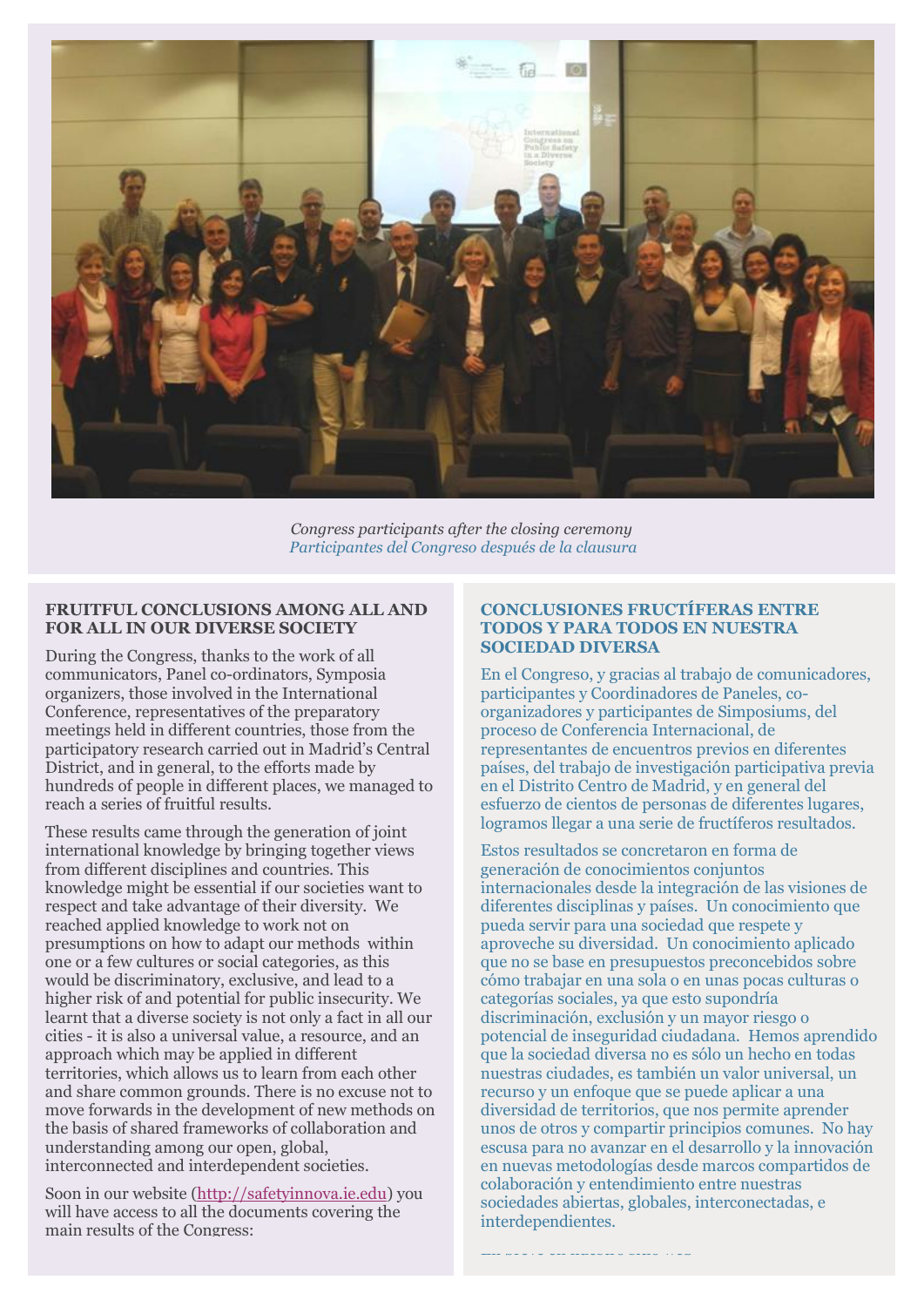*Congress participants after the closing ceremony*
*Participantes del Congreso después de la clausura*

### FRUITFUL CONCLUSIONS AMONG ALL AND FOR ALL IN OUR DIVERSE SOCIETY

During the Congress, thanks to the work of all communicators, Panel co-ordinators, Symposia organizers, those involved in the International Conference, representatives of the preparatory meetings held in different countries, those from the participatory research carried out in Madrid's Central District, and in general, to the efforts made by hundreds of people in different places, we managed to reach a series of fruitful results.

These results came through the generation of joint international knowledge by bringing together views from different disciplines and countries. This knowledge might be essential if our societies want to respect and take advantage of their diversity. We reached applied knowledge to work not on presumptions on how to adapt our methods within one or a few cultures or social categories, as this would be discriminatory, exclusive, and lead to a higher risk of and potential for public insecurity. We learnt that a diverse society is not only a fact in all our cities - it is also a universal value, a resource, and an approach which may be applied in different territories, which allows us to learn from each other and share common grounds. There is no excuse not to move forwards in the development of new methods on the basis of shared frameworks of collaboration and understanding among our open, global, interconnected and interdependent societies.

Soon in our website (http://safetyinnova.ie.edu) you will have access to all the documents covering the main results of the Congress:

### CONCLUSIONES FRUCTÍFERAS ENTRE TODOS Y PARA TODOS EN NUESTRA SOCIEDAD DIVERSA

En el Congreso, y gracias al trabajo de comunicadores, participantes y Coordinadores de Paneles, co-organizadores y participantes de Simposiums, del proceso de Conferencia Internacional, de representantes de encuentros previos en diferentes países, del trabajo de investigación participativa previa en el Distrito Centro de Madrid, y en general del esfuerzo de cientos de personas de diferentes lugares, logramos llegar a una serie de fructíferos resultados.

Estos resultados se concretaron en forma de generación de conocimientos conjuntos internacionales desde la integración de las visiones de diferentes disciplinas y países. Un conocimiento que pueda servir para una sociedad que respete y aproveche su diversidad. Un conocimiento aplicado que no se base en presupuestos preconcebidos sobre cómo trabajar en una sola o en unas pocas culturas o categorías sociales, ya que esto supondría discriminación, exclusión y un mayor riesgo o potencial de inseguridad ciudadana. Hemos aprendido que la sociedad diversa no es sólo un hecho en todas nuestras ciudades, es también un valor universal, un recurso y un enfoque que se puede aplicar a una diversidad de territorios, que nos permite aprender unos de otros y compartir principios comunes. No hay escusa para no avanzar en el desarrollo y la innovación en nuevas metodologías desde marcos compartidos de colaboración y entendimiento entre nuestras sociedades abiertas, globales, interconectadas, e interdependientes.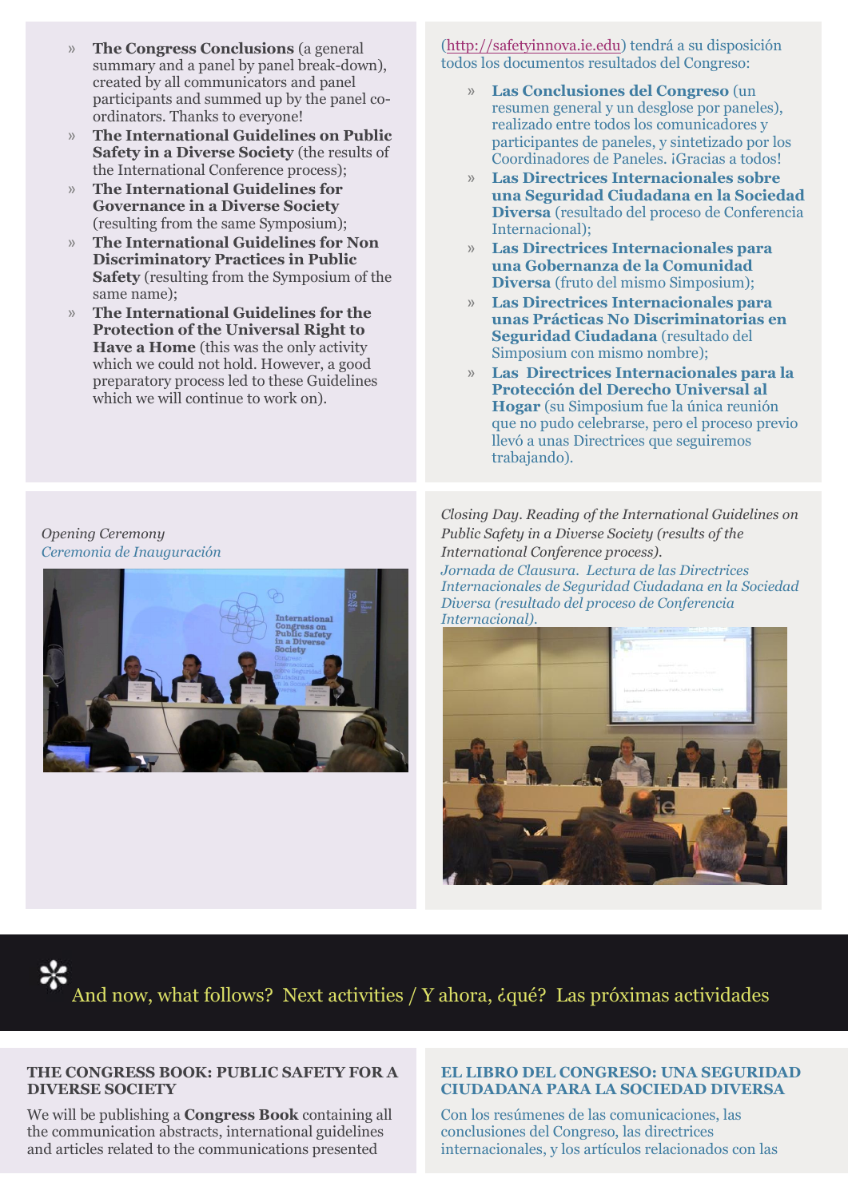- **The Congress Conclusions** (a general summary and a panel by panel break-down), created by all communicators and panel participants and summed up by the panel co-ordinators. Thanks to everyone!
- **The International Guidelines on Public Safety in a Diverse Society** (the results of the International Conference process);
- **The International Guidelines for Governance in a Diverse Society** (resulting from the same Symposium);
- **The International Guidelines for Non Discriminatory Practices in Public Safety** (resulting from the Symposium of the same name);
- **The International Guidelines for the Protection of the Universal Right to Have a Home** (this was the only activity which we could not hold. However, a good preparatory process led to these Guidelines which we will continue to work on).

(http://safetyinnova.ie.edu) tendrá a su disposición todos los documentos resultados del Congreso:

- **Las Conclusiones del Congreso** (un resumen general y un desglose por paneles), realizado entre todos los comunicadores y participantes de paneles, y sintetizado por los Coordinadores de Paneles. ¡Gracias a todos!
- **Las Directrices Internacionales sobre una Seguridad Ciudadana en la Sociedad Diversa** (resultado del proceso de Conferencia Internacional);
- **Las Directrices Internacionales para una Gobernanza de la Comunidad Diversa** (fruto del mismo Simposium);
- **Las Directrices Internacionales para unas Prácticas No Discriminatorias en Seguridad Ciudadana** (resultado del Simposium con mismo nombre);
- **Las Directrices Internacionales para la Protección del Derecho Universal al Hogar** (su Simposium fue la única reunión que no pudo celebrarse, pero el proceso previo llevó a unas Directrices que seguiremos trabajando).

*Opening Ceremony*
*Ceremonia de Inauguración*

*Closing Day. Reading of the International Guidelines on Public Safety in a Diverse Society (results of the International Conference process).*
*Jornada de Clausura. Lectura de las Directrices Internacionales de Seguridad Ciudadana en la Sociedad Diversa (resultado del proceso de Conferencia Internacional).*

## And now, what follows? Next activities / Y ahora, ¿qué? Las próximas actividades

### THE CONGRESS BOOK: PUBLIC SAFETY FOR A DIVERSE SOCIETY

We will be publishing a **Congress Book** containing all the communication abstracts, international guidelines and articles related to the communications presented

### EL LIBRO DEL CONGRESO: UNA SEGURIDAD CIUDADANA PARA LA SOCIEDAD DIVERSA

Con los resúmenes de las comunicaciones, las conclusiones del Congreso, las directrices internacionales, y los artículos relacionados con las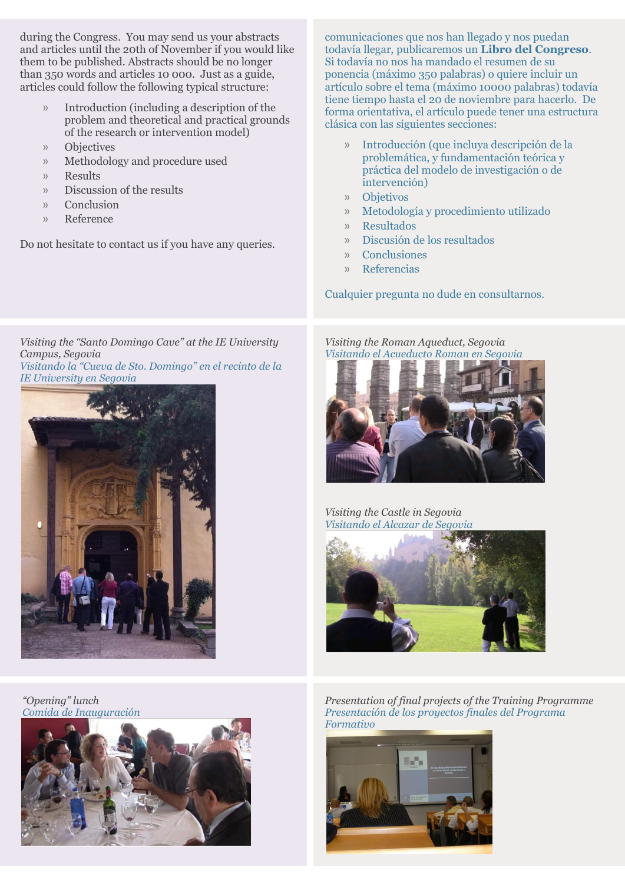during the Congress. You may send us your abstracts and articles until the 20th of November if you would like them to be published. Abstracts should be no longer than 350 words and articles 10 000. Just as a guide, articles could follow the following typical structure:

- Introduction (including a description of the problem and theoretical and practical grounds of the research or intervention model)
- Objectives
- Methodology and procedure used
- Results
- Discussion of the results
- Conclusion
- Reference

Do not hesitate to contact us if you have any queries.

comunicaciones que nos han llegado y nos puedan todavía llegar, publicaremos un **Libro del Congreso**. Si todavía no nos ha mandado el resumen de su ponencia (máximo 350 palabras) o quiere incluir un artículo sobre el tema (máximo 10000 palabras) todavía tiene tiempo hasta el 20 de noviembre para hacerlo. De forma orientativa, el artículo puede tener una estructura clásica con las siguientes secciones:

- Introducción (que incluya descripción de la problemática, y fundamentación teórica y práctica del modelo de investigación o de intervención)
- Objetivos
- Metodología y procedimiento utilizado
- Resultados
- Discusión de los resultados
- Conclusiones
- Referencias

Cualquier pregunta no dude en consultarnos.

*Visiting the "Santo Domingo Cave" at the IE University Campus, Segovia*
*Visitando la "Cueva de Sto. Domingo" en el recinto de la IE University en Segovia*

*Visiting the Roman Aqueduct, Segovia*
*Visitando el Acueducto Roman en Segovia*

*Visiting the Castle in Segovia*
*Visitando el Alcazar de Segovia*

*"Opening" lunch*
*Comida de Inauguración*

*Presentation of final projects of the Training Programme*
*Presentación de los proyectos finales del Programa Formativo*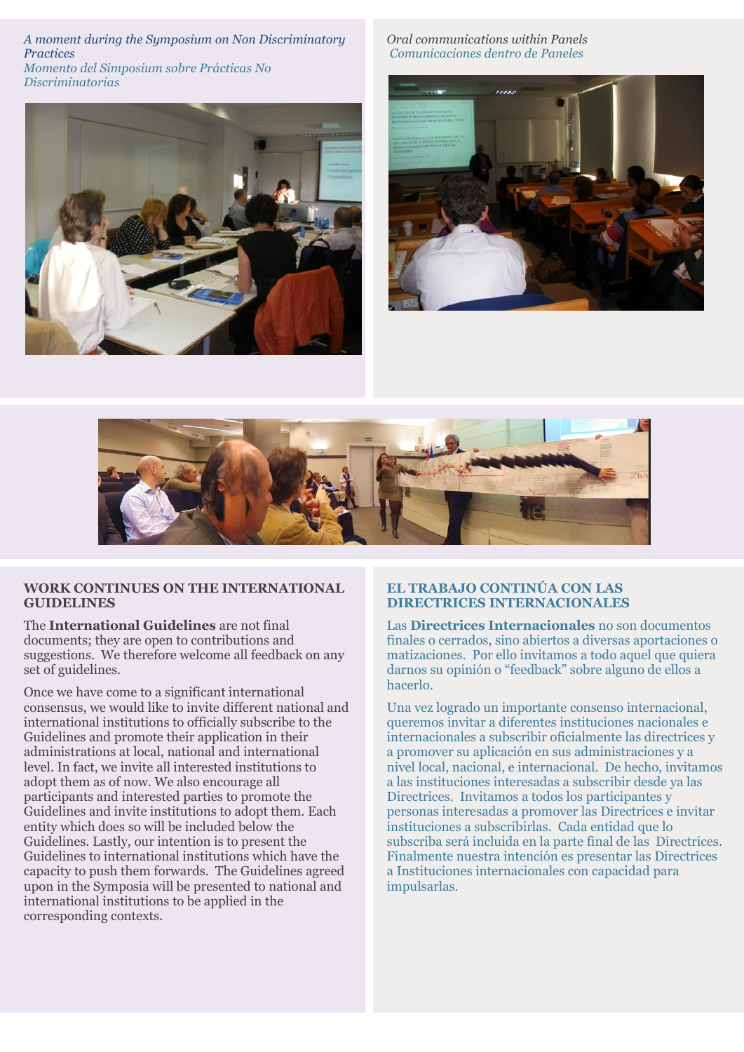*A moment during the Symposium on Non Discriminatory Practices*
*Momento del Simposium sobre Prácticas No Discriminatorias*

*Oral communications within Panels*
*Comunicaciones dentro de Paneles*

### WORK CONTINUES ON THE INTERNATIONAL GUIDELINES

The **International Guidelines** are not final documents; they are open to contributions and suggestions. We therefore welcome all feedback on any set of guidelines.

Once we have come to a significant international consensus, we would like to invite different national and international institutions to officially subscribe to the Guidelines and promote their application in their administrations at local, national and international level. In fact, we invite all interested institutions to adopt them as of now. We also encourage all participants and interested parties to promote the Guidelines and invite institutions to adopt them. Each entity which does so will be included below the Guidelines. Lastly, our intention is to present the Guidelines to international institutions which have the capacity to push them forwards. The Guidelines agreed upon in the Symposia will be presented to national and international institutions to be applied in the corresponding contexts.

### EL TRABAJO CONTINÚA CON LAS DIRECTRICES INTERNACIONALES

Las **Directrices Internacionales** no son documentos finales o cerrados, sino abiertos a diversas aportaciones o matizaciones. Por ello invitamos a todo aquel que quiera darnos su opinión o "feedback" sobre alguno de ellos a hacerlo.

Una vez logrado un importante consenso internacional, queremos invitar a diferentes instituciones nacionales e internacionales a subscribir oficialmente las directrices y a promover su aplicación en sus administraciones y a nivel local, nacional, e internacional. De hecho, invitamos a las instituciones interesadas a subscribir desde ya las Directrices. Invitamos a todos los participantes y personas interesadas a promover las Directrices e invitar instituciones a subscribirlas. Cada entidad que lo subscriba será incluida en la parte final de las Directrices. Finalmente nuestra intención es presentar las Directrices a Instituciones internacionales con capacidad para impulsarlas.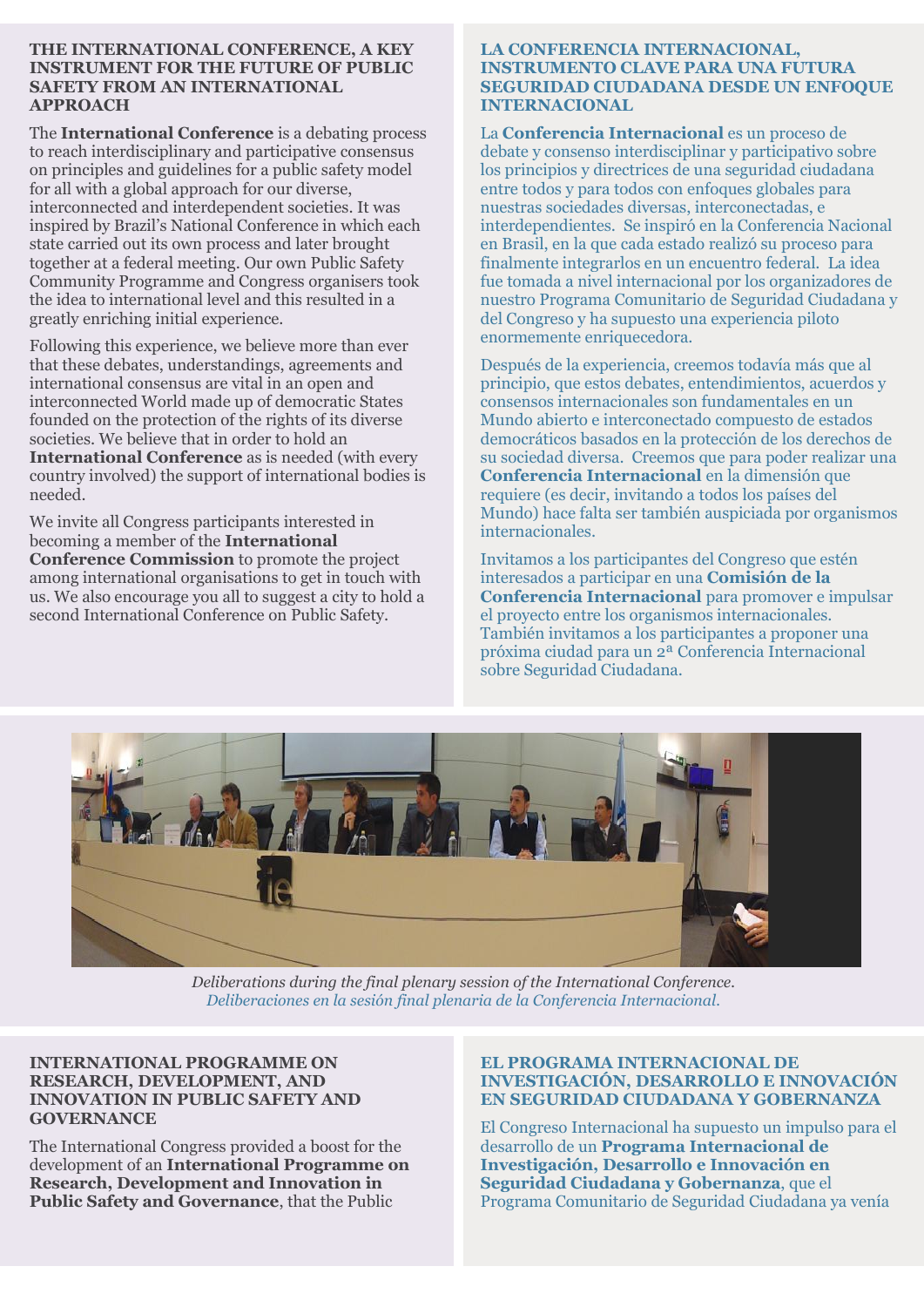## THE INTERNATIONAL CONFERENCE, A KEY INSTRUMENT FOR THE FUTURE OF PUBLIC SAFETY FROM AN INTERNATIONAL APPROACH

The **International Conference** is a debating process to reach interdisciplinary and participative consensus on principles and guidelines for a public safety model for all with a global approach for our diverse, interconnected and interdependent societies. It was inspired by Brazil's National Conference in which each state carried out its own process and later brought together at a federal meeting. Our own Public Safety Community Programme and Congress organisers took the idea to international level and this resulted in a greatly enriching initial experience.

Following this experience, we believe more than ever that these debates, understandings, agreements and international consensus are vital in an open and interconnected World made up of democratic States founded on the protection of the rights of its diverse societies. We believe that in order to hold an **International Conference** as is needed (with every country involved) the support of international bodies is needed.

We invite all Congress participants interested in becoming a member of the **International Conference Commission** to promote the project among international organisations to get in touch with us. We also encourage you all to suggest a city to hold a second International Conference on Public Safety.

## LA CONFERENCIA INTERNACIONAL, INSTRUMENTO CLAVE PARA UNA FUTURA SEGURIDAD CIUDADANA DESDE UN ENFOQUE INTERNACIONAL

La **Conferencia Internacional** es un proceso de debate y consenso interdisciplinar y participativo sobre los principios y directrices de una seguridad ciudadana entre todos y para todos con enfoques globales para nuestras sociedades diversas, interconectadas, e interdependientes. Se inspiró en la Conferencia Nacional en Brasil, en la que cada estado realizó su proceso para finalmente integrarlos en un encuentro federal. La idea fue tomada a nivel internacional por los organizadores de nuestro Programa Comunitario de Seguridad Ciudadana y del Congreso y ha supuesto una experiencia piloto enormemente enriquecedora.

Después de la experiencia, creemos todavía más que al principio, que estos debates, entendimientos, acuerdos y consensos internacionales son fundamentales en un Mundo abierto e interconectado compuesto de estados democráticos basados en la protección de los derechos de su sociedad diversa. Creemos que para poder realizar una **Conferencia Internacional** en la dimensión que requiere (es decir, invitando a todos los países del Mundo) hace falta ser también auspiciada por organismos internacionales.

Invitamos a los participantes del Congreso que estén interesados a participar en una **Comisión de la Conferencia Internacional** para promover e impulsar el proyecto entre los organismos internacionales. También invitamos a los participantes a proponer una próxima ciudad para un 2ª Conferencia Internacional sobre Seguridad Ciudadana.

*Deliberations during the final plenary session of the International Conference.*
*Deliberaciones en la sesión final plenaria de la Conferencia Internacional.*

## INTERNATIONAL PROGRAMME ON RESEARCH, DEVELOPMENT, AND INNOVATION IN PUBLIC SAFETY AND GOVERNANCE

The International Congress provided a boost for the development of an **International Programme on Research, Development and Innovation in Public Safety and Governance**, that the Public

## EL PROGRAMA INTERNACIONAL DE INVESTIGACIÓN, DESARROLLO E INNOVACIÓN EN SEGURIDAD CIUDADANA Y GOBERNANZA

El Congreso Internacional ha supuesto un impulso para el desarrollo de un **Programa Internacional de Investigación, Desarrollo e Innovación en Seguridad Ciudadana y Gobernanza**, que el Programa Comunitario de Seguridad Ciudadana ya venía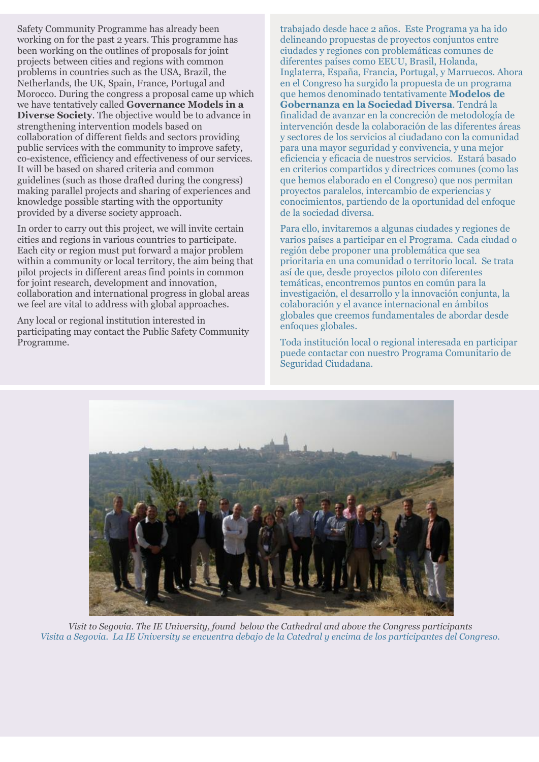Safety Community Programme has already been working on for the past 2 years. This programme has been working on the outlines of proposals for joint projects between cities and regions with common problems in countries such as the USA, Brazil, the Netherlands, the UK, Spain, France, Portugal and Morocco. During the congress a proposal came up which we have tentatively called **Governance Models in a Diverse Society**. The objective would be to advance in strengthening intervention models based on collaboration of different fields and sectors providing public services with the community to improve safety, co-existence, efficiency and effectiveness of our services. It will be based on shared criteria and common guidelines (such as those drafted during the congress) making parallel projects and sharing of experiences and knowledge possible starting with the opportunity provided by a diverse society approach.

In order to carry out this project, we will invite certain cities and regions in various countries to participate. Each city or region must put forward a major problem within a community or local territory, the aim being that pilot projects in different areas find points in common for joint research, development and innovation, collaboration and international progress in global areas we feel are vital to address with global approaches.

Any local or regional institution interested in participating may contact the Public Safety Community Programme.

trabajado desde hace 2 años. Este Programa ya ha ido delineando propuestas de proyectos conjuntos entre ciudades y regiones con problemáticas comunes de diferentes países como EEUU, Brasil, Holanda, Inglaterra, España, Francia, Portugal, y Marruecos. Ahora en el Congreso ha surgido la propuesta de un programa que hemos denominado tentativamente **Modelos de Gobernanza en la Sociedad Diversa**. Tendrá la finalidad de avanzar en la concreción de metodología de intervención desde la colaboración de las diferentes áreas y sectores de los servicios al ciudadano con la comunidad para una mayor seguridad y convivencia, y una mejor eficiencia y eficacia de nuestros servicios. Estará basado en criterios compartidos y directrices comunes (como las que hemos elaborado en el Congreso) que nos permitan proyectos paralelos, intercambio de experiencias y conocimientos, partiendo de la oportunidad del enfoque de la sociedad diversa.

Para ello, invitaremos a algunas ciudades y regiones de varios países a participar en el Programa. Cada ciudad o región debe proponer una problemática que sea prioritaria en una comunidad o territorio local. Se trata así de que, desde proyectos piloto con diferentes temáticas, encontremos puntos en común para la investigación, el desarrollo y la innovación conjunta, la colaboración y el avance internacional en ámbitos globales que creemos fundamentales de abordar desde enfoques globales.

Toda institución local o regional interesada en participar puede contactar con nuestro Programa Comunitario de Seguridad Ciudadana.

*Visit to Segovia. The IE University, found below the Cathedral and above the Congress participants*

*Visita a Segovia. La IE University se encuentra debajo de la Catedral y encima de los participantes del Congreso.*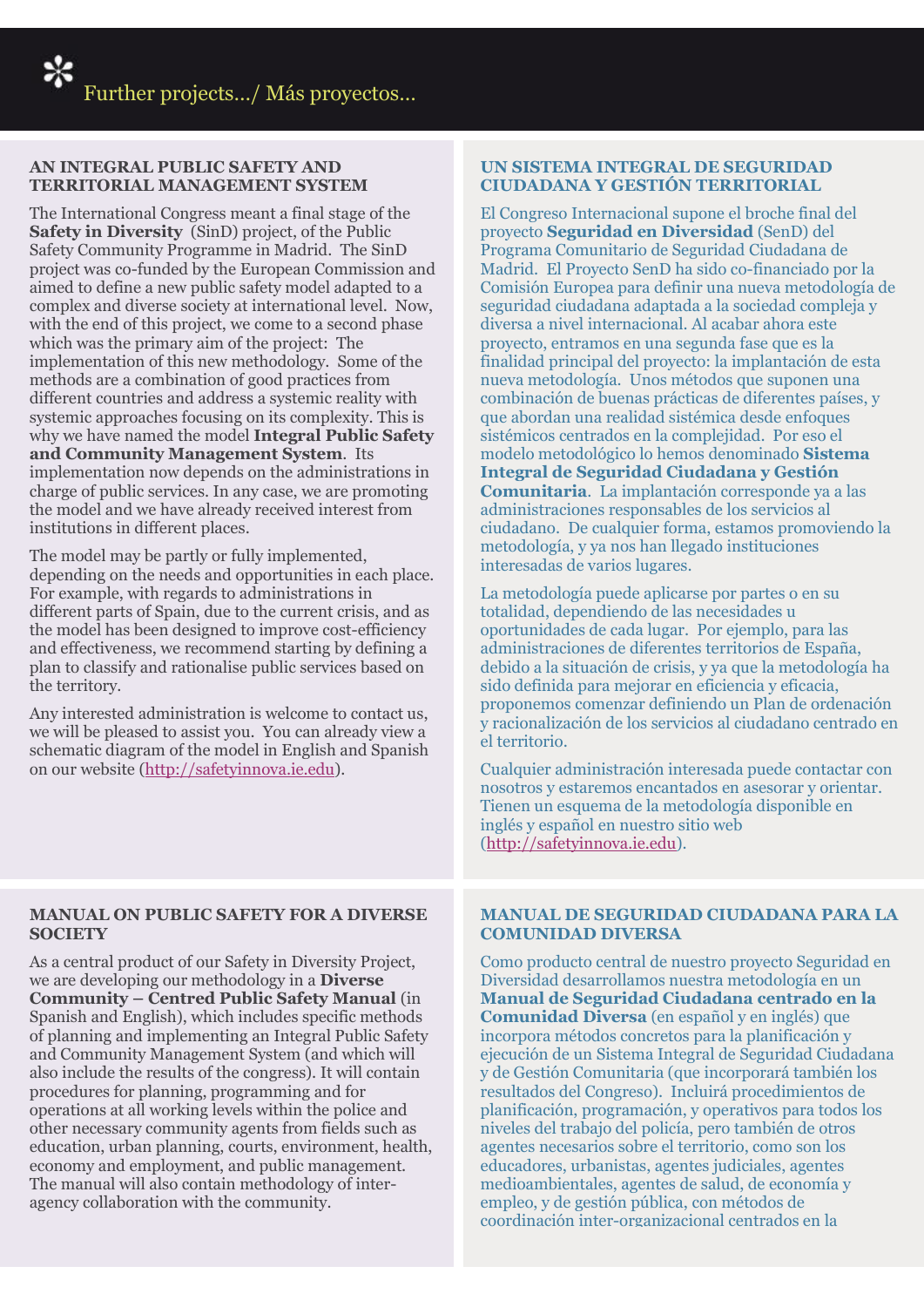# Further projects.../ Más proyectos...

## AN INTEGRAL PUBLIC SAFETY AND TERRITORIAL MANAGEMENT SYSTEM

The International Congress meant a final stage of the **Safety in Diversity** (SinD) project, of the Public Safety Community Programme in Madrid. The SinD project was co-funded by the European Commission and aimed to define a new public safety model adapted to a complex and diverse society at international level. Now, with the end of this project, we come to a second phase which was the primary aim of the project: The implementation of this new methodology. Some of the methods are a combination of good practices from different countries and address a systemic reality with systemic approaches focusing on its complexity. This is why we have named the model **Integral Public Safety and Community Management System**. Its implementation now depends on the administrations in charge of public services. In any case, we are promoting the model and we have already received interest from institutions in different places.

The model may be partly or fully implemented, depending on the needs and opportunities in each place. For example, with regards to administrations in different parts of Spain, due to the current crisis, and as the model has been designed to improve cost-efficiency and effectiveness, we recommend starting by defining a plan to classify and rationalise public services based on the territory.

Any interested administration is welcome to contact us, we will be pleased to assist you. You can already view a schematic diagram of the model in English and Spanish on our website (http://safetyinnova.ie.edu).

## UN SISTEMA INTEGRAL DE SEGURIDAD CIUDADANA Y GESTIÓN TERRITORIAL

El Congreso Internacional supone el broche final del proyecto **Seguridad en Diversidad** (SenD) del Programa Comunitario de Seguridad Ciudadana de Madrid. El Proyecto SenD ha sido co-financiado por la Comisión Europea para definir una nueva metodología de seguridad ciudadana adaptada a la sociedad compleja y diversa a nivel internacional. Al acabar ahora este proyecto, entramos en una segunda fase que es la finalidad principal del proyecto: la implantación de esta nueva metodología. Unos métodos que suponen una combinación de buenas prácticas de diferentes países, y que abordan una realidad sistémica desde enfoques sistémicos centrados en la complejidad. Por eso el modelo metodológico lo hemos denominado **Sistema Integral de Seguridad Ciudadana y Gestión Comunitaria**. La implantación corresponde ya a las administraciones responsables de los servicios al ciudadano. De cualquier forma, estamos promoviendo la metodología, y ya nos han llegado instituciones interesadas de varios lugares.

La metodología puede aplicarse por partes o en su totalidad, dependiendo de las necesidades u oportunidades de cada lugar. Por ejemplo, para las administraciones de diferentes territorios de España, debido a la situación de crisis, y ya que la metodología ha sido definida para mejorar en eficiencia y eficacia, proponemos comenzar definiendo un Plan de ordenación y racionalización de los servicios al ciudadano centrado en el territorio.

Cualquier administración interesada puede contactar con nosotros y estaremos encantados en asesorar y orientar. Tienen un esquema de la metodología disponible en inglés y español en nuestro sitio web (http://safetyinnova.ie.edu).

## MANUAL ON PUBLIC SAFETY FOR A DIVERSE SOCIETY

As a central product of our Safety in Diversity Project, we are developing our methodology in a **Diverse Community – Centred Public Safety Manual** (in Spanish and English), which includes specific methods of planning and implementing an Integral Public Safety and Community Management System (and which will also include the results of the congress). It will contain procedures for planning, programming and for operations at all working levels within the police and other necessary community agents from fields such as education, urban planning, courts, environment, health, economy and employment, and public management. The manual will also contain methodology of inter-agency collaboration with the community.

## MANUAL DE SEGURIDAD CIUDADANA PARA LA COMUNIDAD DIVERSA

Como producto central de nuestro proyecto Seguridad en Diversidad desarrollamos nuestra metodología en un **Manual de Seguridad Ciudadana centrado en la Comunidad Diversa** (en español y en inglés) que incorpora métodos concretos para la planificación y ejecución de un Sistema Integral de Seguridad Ciudadana y de Gestión Comunitaria (que incorporará también los resultados del Congreso). Incluirá procedimientos de planificación, programación, y operativos para todos los niveles del trabajo del policía, pero también de otros agentes necesarios sobre el territorio, como son los educadores, urbanistas, agentes judiciales, agentes medioambientales, agentes de salud, de economía y empleo, y de gestión pública, con métodos de coordinación inter-organizacional centrados en la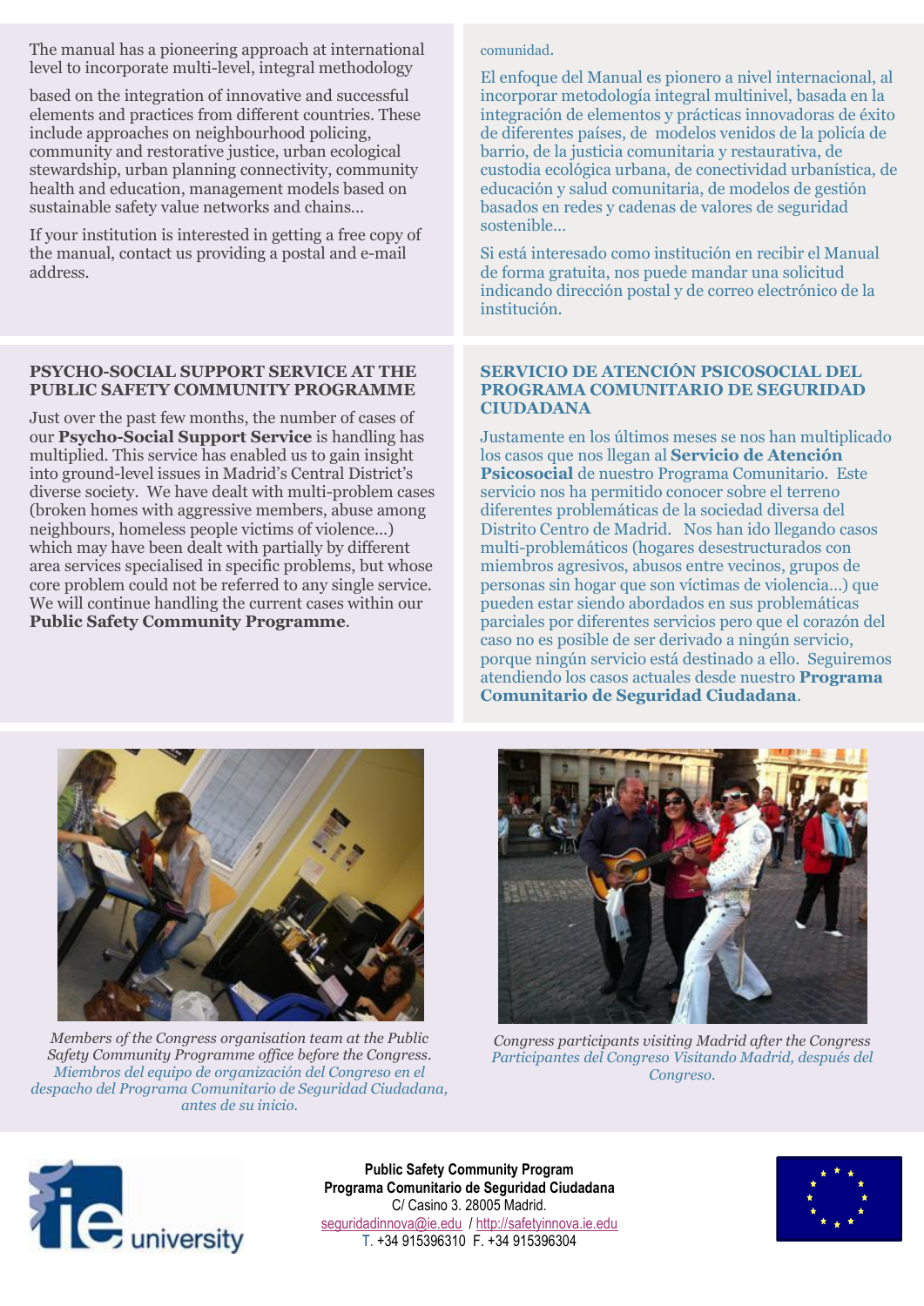The manual has a pioneering approach at international level to incorporate multi-level, integral methodology

based on the integration of innovative and successful elements and practices from different countries. These include approaches on neighbourhood policing, community and restorative justice, urban ecological stewardship, urban planning connectivity, community health and education, management models based on sustainable safety value networks and chains...

If your institution is interested in getting a free copy of the manual, contact us providing a postal and e-mail address.

comunidad.

El enfoque del Manual es pionero a nivel internacional, al incorporar metodología integral multinivel, basada en la integración de elementos y prácticas innovadoras de éxito de diferentes países, de modelos venidos de la policía de barrio, de la justicia comunitaria y restaurativa, de custodia ecológica urbana, de conectividad urbanística, de educación y salud comunitaria, de modelos de gestión basados en redes y cadenas de valores de seguridad sostenible...

Si está interesado como institución en recibir el Manual de forma gratuita, nos puede mandar una solicitud indicando dirección postal y de correo electrónico de la institución.

## PSYCHO-SOCIAL SUPPORT SERVICE AT THE PUBLIC SAFETY COMMUNITY PROGRAMME

Just over the past few months, the number of cases of our **Psycho-Social Support Service** is handling has multiplied. This service has enabled us to gain insight into ground-level issues in Madrid's Central District's diverse society. We have dealt with multi-problem cases (broken homes with aggressive members, abuse among neighbours, homeless people victims of violence...) which may have been dealt with partially by different area services specialised in specific problems, but whose core problem could not be referred to any single service. We will continue handling the current cases within our **Public Safety Community Programme**.

## SERVICIO DE ATENCIÓN PSICOSOCIAL DEL PROGRAMA COMUNITARIO DE SEGURIDAD CIUDADANA

Justamente en los últimos meses se nos han multiplicado los casos que nos llegan al **Servicio de Atención Psicosocial** de nuestro Programa Comunitario. Este servicio nos ha permitido conocer sobre el terreno diferentes problemáticas de la sociedad diversa del Distrito Centro de Madrid. Nos han ido llegando casos multi-problemáticos (hogares desestructurados con miembros agresivos, abusos entre vecinos, grupos de personas sin hogar que son víctimas de violencia...) que pueden estar siendo abordados en sus problemáticas parciales por diferentes servicios pero que el corazón del caso no es posible de ser derivado a ningún servicio, porque ningún servicio está destinado a ello. Seguiremos atendiendo los casos actuales desde nuestro **Programa Comunitario de Seguridad Ciudadana**.

*Members of the Congress organisation team at the Public Safety Community Programme office before the Congress.*
*Miembros del equipo de organización del Congreso en el despacho del Programa Comunitario de Seguridad Ciudadana, antes de su inicio.*

*Congress participants visiting Madrid after the Congress*
*Participantes del Congreso Visitando Madrid, después del Congreso.*

**Public Safety Community Program**
**Programa Comunitario de Seguridad Ciudadana**
C/ Casino 3. 28005 Madrid.
seguridadinnova@ie.edu / http://safetyinnova.ie.edu
T. +34 915396310 F. +34 915396304